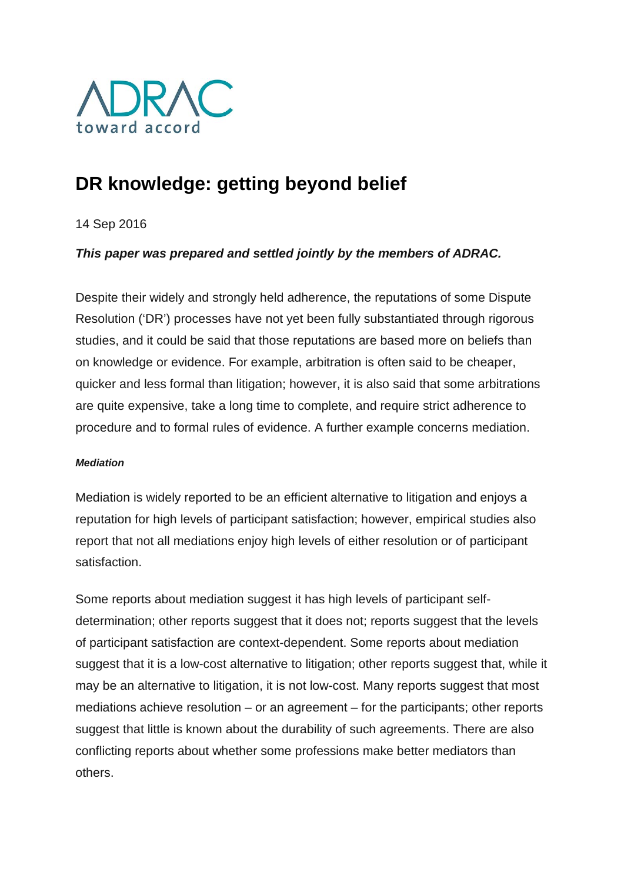ADRAC

toward accord

# DR knowledge: getting beyond belief

14 Sep 2016

***This paper was prepared and settled jointly by the members of ADRAC.***

Despite their widely and strongly held adherence, the reputations of some Dispute Resolution ('DR') processes have not yet been fully substantiated through rigorous studies, and it could be said that those reputations are based more on beliefs than on knowledge or evidence. For example, arbitration is often said to be cheaper, quicker and less formal than litigation; however, it is also said that some arbitrations are quite expensive, take a long time to complete, and require strict adherence to procedure and to formal rules of evidence. A further example concerns mediation.

***Mediation***

Mediation is widely reported to be an efficient alternative to litigation and enjoys a reputation for high levels of participant satisfaction; however, empirical studies also report that not all mediations enjoy high levels of either resolution or of participant satisfaction.

Some reports about mediation suggest it has high levels of participant self-determination; other reports suggest that it does not; reports suggest that the levels of participant satisfaction are context-dependent. Some reports about mediation suggest that it is a low-cost alternative to litigation; other reports suggest that, while it may be an alternative to litigation, it is not low-cost. Many reports suggest that most mediations achieve resolution – or an agreement – for the participants; other reports suggest that little is known about the durability of such agreements. There are also conflicting reports about whether some professions make better mediators than others.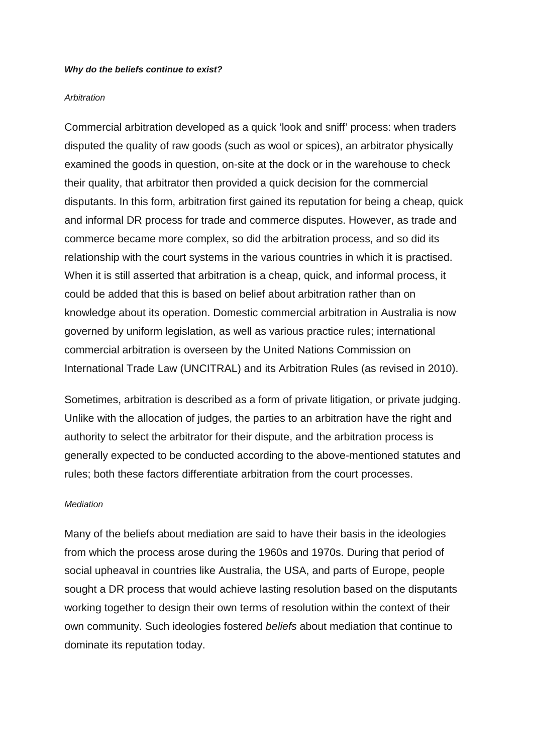***Why do the beliefs continue to exist?***

*Arbitration*

Commercial arbitration developed as a quick 'look and sniff' process: when traders disputed the quality of raw goods (such as wool or spices), an arbitrator physically examined the goods in question, on-site at the dock or in the warehouse to check their quality, that arbitrator then provided a quick decision for the commercial disputants. In this form, arbitration first gained its reputation for being a cheap, quick and informal DR process for trade and commerce disputes. However, as trade and commerce became more complex, so did the arbitration process, and so did its relationship with the court systems in the various countries in which it is practised. When it is still asserted that arbitration is a cheap, quick, and informal process, it could be added that this is based on belief about arbitration rather than on knowledge about its operation. Domestic commercial arbitration in Australia is now governed by uniform legislation, as well as various practice rules; international commercial arbitration is overseen by the United Nations Commission on International Trade Law (UNCITRAL) and its Arbitration Rules (as revised in 2010).

Sometimes, arbitration is described as a form of private litigation, or private judging. Unlike with the allocation of judges, the parties to an arbitration have the right and authority to select the arbitrator for their dispute, and the arbitration process is generally expected to be conducted according to the above-mentioned statutes and rules; both these factors differentiate arbitration from the court processes.

*Mediation*

Many of the beliefs about mediation are said to have their basis in the ideologies from which the process arose during the 1960s and 1970s. During that period of social upheaval in countries like Australia, the USA, and parts of Europe, people sought a DR process that would achieve lasting resolution based on the disputants working together to design their own terms of resolution within the context of their own community. Such ideologies fostered *beliefs* about mediation that continue to dominate its reputation today.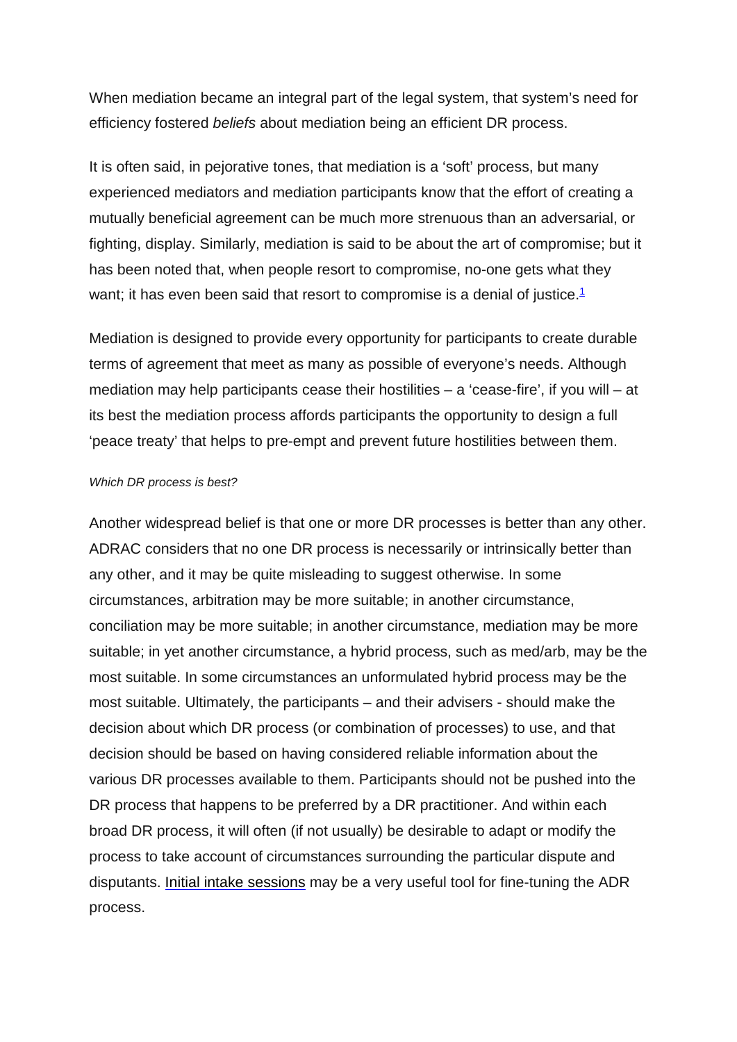When mediation became an integral part of the legal system, that system's need for efficiency fostered *beliefs* about mediation being an efficient DR process.

It is often said, in pejorative tones, that mediation is a 'soft' process, but many experienced mediators and mediation participants know that the effort of creating a mutually beneficial agreement can be much more strenuous than an adversarial, or fighting, display. Similarly, mediation is said to be about the art of compromise; but it has been noted that, when people resort to compromise, no-one gets what they want; it has even been said that resort to compromise is a denial of justice.[1]

Mediation is designed to provide every opportunity for participants to create durable terms of agreement that meet as many as possible of everyone's needs. Although mediation may help participants cease their hostilities – a 'cease-fire', if you will – at its best the mediation process affords participants the opportunity to design a full 'peace treaty' that helps to pre-empt and prevent future hostilities between them.

*Which DR process is best?*

Another widespread belief is that one or more DR processes is better than any other. ADRAC considers that no one DR process is necessarily or intrinsically better than any other, and it may be quite misleading to suggest otherwise. In some circumstances, arbitration may be more suitable; in another circumstance, conciliation may be more suitable; in another circumstance, mediation may be more suitable; in yet another circumstance, a hybrid process, such as med/arb, may be the most suitable. In some circumstances an unformulated hybrid process may be the most suitable. Ultimately, the participants – and their advisers - should make the decision about which DR process (or combination of processes) to use, and that decision should be based on having considered reliable information about the various DR processes available to them. Participants should not be pushed into the DR process that happens to be preferred by a DR practitioner. And within each broad DR process, it will often (if not usually) be desirable to adapt or modify the process to take account of circumstances surrounding the particular dispute and disputants. Initial intake sessions may be a very useful tool for fine-tuning the ADR process.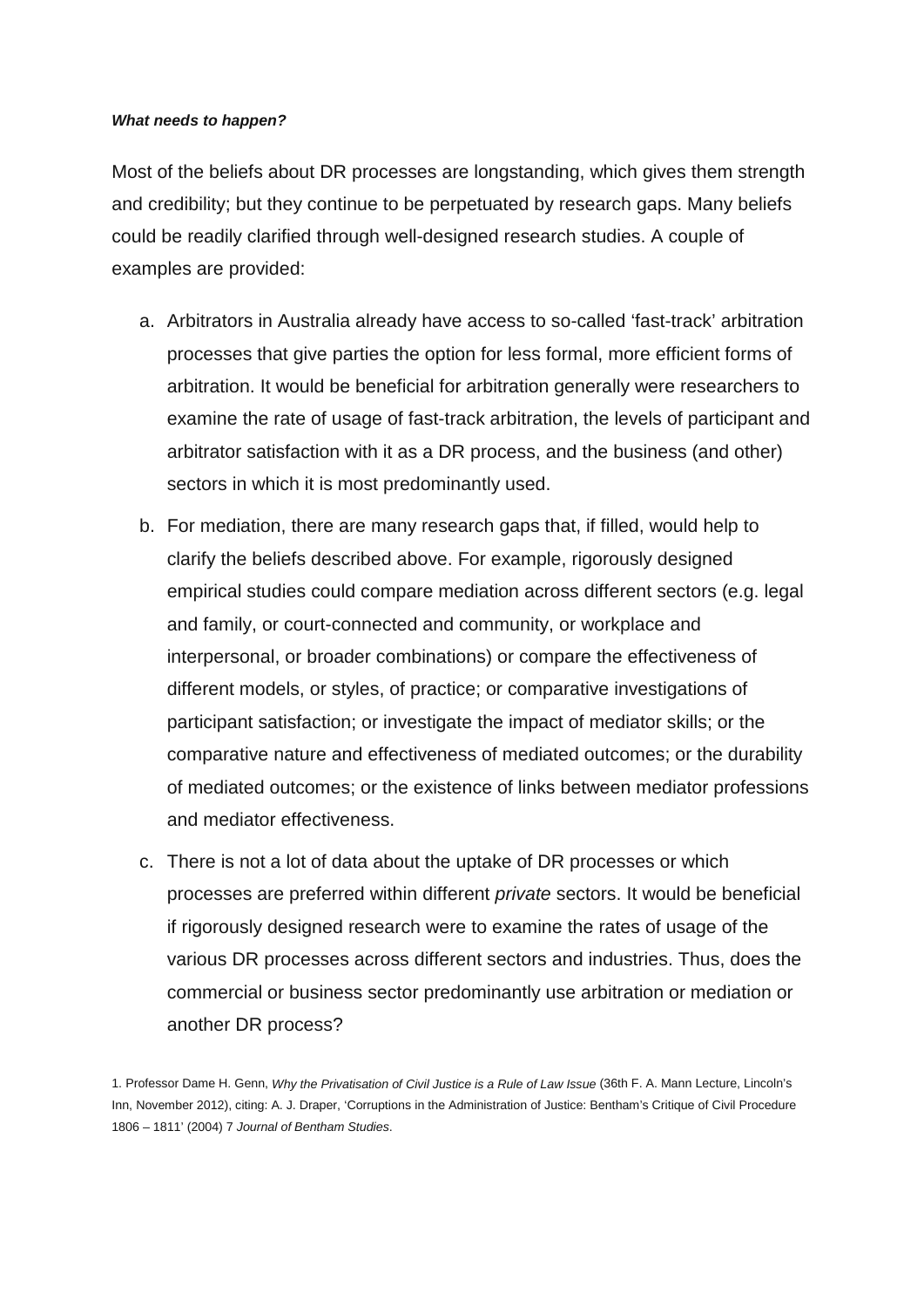***What needs to happen?***

Most of the beliefs about DR processes are longstanding, which gives them strength and credibility; but they continue to be perpetuated by research gaps. Many beliefs could be readily clarified through well-designed research studies. A couple of examples are provided:

a. Arbitrators in Australia already have access to so-called 'fast-track' arbitration processes that give parties the option for less formal, more efficient forms of arbitration. It would be beneficial for arbitration generally were researchers to examine the rate of usage of fast-track arbitration, the levels of participant and arbitrator satisfaction with it as a DR process, and the business (and other) sectors in which it is most predominantly used.

b. For mediation, there are many research gaps that, if filled, would help to clarify the beliefs described above. For example, rigorously designed empirical studies could compare mediation across different sectors (e.g. legal and family, or court-connected and community, or workplace and interpersonal, or broader combinations) or compare the effectiveness of different models, or styles, of practice; or comparative investigations of participant satisfaction; or investigate the impact of mediator skills; or the comparative nature and effectiveness of mediated outcomes; or the durability of mediated outcomes; or the existence of links between mediator professions and mediator effectiveness.

c. There is not a lot of data about the uptake of DR processes or which processes are preferred within different *private* sectors. It would be beneficial if rigorously designed research were to examine the rates of usage of the various DR processes across different sectors and industries. Thus, does the commercial or business sector predominantly use arbitration or mediation or another DR process?

1. Professor Dame H. Genn, *Why the Privatisation of Civil Justice is a Rule of Law Issue* (36th F. A. Mann Lecture, Lincoln's Inn, November 2012), citing: A. J. Draper, 'Corruptions in the Administration of Justice: Bentham's Critique of Civil Procedure 1806 – 1811' (2004) 7 *Journal of Bentham Studies*.